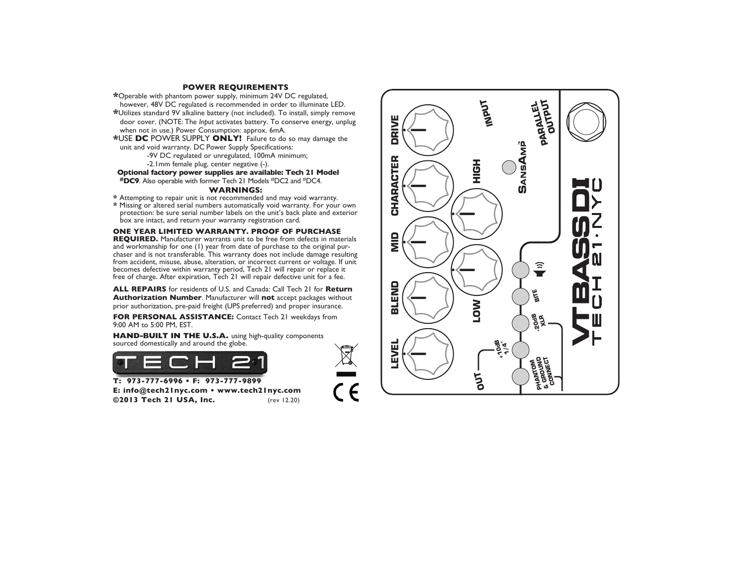## POWER REQUIREMENTS

* Operable with phantom power supply, minimum 24V DC regulated, however, 48V DC regulated is recommended in order to illuminate LED.
* Utilizes standard 9V alkaline battery (not included). To install, simply remove door cover. (NOTE: The *Input* activates battery. To conserve energy, unplug when not in use.) Power Consumption: approx. 6mA.
* USE **DC** POWER SUPPLY **ONLY!** Failure to do so may damage the unit and void warranty. DC Power Supply Specifications:
  - -9V DC regulated or unregulated, 100mA minimum;
  - -2.1mm female plug, center negative (-).

**Optional factory power supplies are available: Tech 21 Model #DC9**. Also operable with former Tech 21 Models #DC2 and #DC4.

## WARNINGS:

* Attempting to repair unit is not recommended and may void warranty.
* Missing or altered serial numbers automatically void warranty. For your own protection: be sure serial number labels on the unit's back plate and exterior box are intact, and return your warranty registration card.

**ONE YEAR LIMITED WARRANTY. PROOF OF PURCHASE REQUIRED.** Manufacturer warrants unit to be free from defects in materials and workmanship for one (1) year from date of purchase to the original purchaser and is not transferable. This warranty does not include damage resulting from accident, misuse, abuse, alteration, or incorrect current or voltage. If unit becomes defective within warranty period, Tech 21 will repair or replace it free of charge. After expiration, Tech 21 will repair defective unit for a fee.

**ALL REPAIRS** for residents of U.S. and Canada: Call Tech 21 for **Return Authorization Number**. Manufacturer will **not** accept packages without prior authorization, pre-paid freight (UPS preferred) and proper insurance.

**FOR PERSONAL ASSISTANCE:** Contact Tech 21 weekdays from 9:00 AM to 5:00 PM, EST.

**HAND-BUILT IN THE U.S.A.** using high-quality components sourced domestically and around the globe.

TECH 21

**T: 973-777-6996 • F: 973-777-9899**
**E: info@tech21nyc.com • www.tech21nyc.com**
**©2013 Tech 21 USA, Inc.** (rev 12.20)

CE

VT BASS DI
TECH 21 · NYC

DRIVE · CHARACTER · MID · BLEND · LEVEL · HIGH · LOW

INPUT · PARALLEL OUTPUT · SANSAMP™

OUT · +10dB 1/4" · -20dB XLR · BITE · PHANTOM & GROUND CONNECT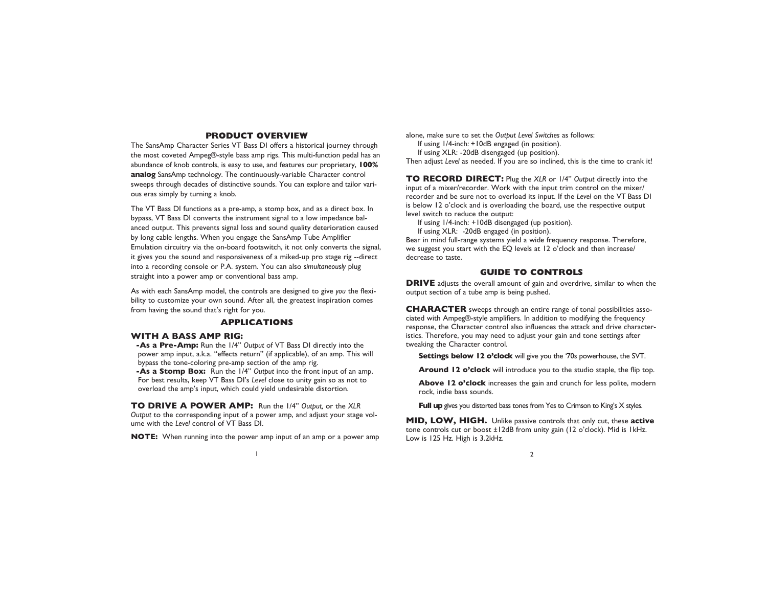## PRODUCT OVERVIEW

The SansAmp Character Series VT Bass DI offers a historical journey through the most coveted Ampeg®-style bass amp rigs. This multi-function pedal has an abundance of knob controls, is easy to use, and features our proprietary, **100% analog** SansAmp technology. The continuously-variable Character control sweeps through decades of distinctive sounds. You can explore and tailor various eras simply by turning a knob.

The VT Bass DI functions as a pre-amp, a stomp box, and as a direct box. In bypass, VT Bass DI converts the instrument signal to a low impedance balanced output. This prevents signal loss and sound quality deterioration caused by long cable lengths. When you engage the SansAmp Tube Amplifier Emulation circuitry via the on-board footswitch, it not only converts the signal, it gives you the sound and responsiveness of a miked-up pro stage rig --direct into a recording console or P.A. system. You can also *simultaneously* plug straight into a power amp or conventional bass amp.

As with each SansAmp model, the controls are designed to give *you* the flexibility to customize your own sound. After all, the greatest inspiration comes from having the sound that's right for you.

## APPLICATIONS

### WITH A BASS AMP RIG:

- **-As a Pre-Amp:** Run the 1/4" *Output* of VT Bass DI directly into the power amp input, a.k.a. "effects return" (if applicable), of an amp. This will bypass the tone-coloring pre-amp section of the amp rig.
- **-As a Stomp Box:** Run the 1/4" *Output* into the front input of an amp. For best results, keep VT Bass DI's *Level* close to unity gain so as not to overload the amp's input, which could yield undesirable distortion.

**TO DRIVE A POWER AMP:** Run the 1/4" *Output*, or the *XLR Output* to the corresponding input of a power amp, and adjust your stage volume with the *Level* control of VT Bass DI.

**NOTE:** When running into the power amp input of an amp or a power amp alone, make sure to set the *Output Level Switches* as follows:

If using 1/4-inch: +10dB engaged (in position).
If using XLR: -20dB disengaged (up position).

Then adjust *Level* as needed. If you are so inclined, this is the time to crank it!

**TO RECORD DIRECT:** Plug the *XLR* or 1/4" *Output* directly into the input of a mixer/recorder. Work with the input trim control on the mixer/recorder and be sure not to overload its input. If the *Level* on the VT Bass DI is below 12 o'clock and is overloading the board, use the respective output level switch to reduce the output:

If using 1/4-inch: +10dB disengaged (up position).
If using XLR: -20dB engaged (in position).

Bear in mind full-range systems yield a wide frequency response. Therefore, we suggest you start with the EQ levels at 12 o'clock and then increase/decrease to taste.

## GUIDE TO CONTROLS

**DRIVE** adjusts the overall amount of gain and overdrive, similar to when the output section of a tube amp is being pushed.

**CHARACTER** sweeps through an entire range of tonal possibilities associated with Ampeg®-style amplifiers. In addition to modifying the frequency response, the Character control also influences the attack and drive characteristics. Therefore, you may need to adjust your gain and tone settings after tweaking the Character control.

**Settings below 12 o'clock** will give you the '70s powerhouse, the SVT.

**Around 12 o'clock** will introduce you to the studio staple, the flip top.

**Above 12 o'clock** increases the gain and crunch for less polite, modern rock, indie bass sounds.

**Full up** gives you distorted bass tones from Yes to Crimson to King's X styles.

**MID, LOW, HIGH.** Unlike passive controls that only cut, these **active** tone controls cut or boost ±12dB from unity gain (12 o'clock). Mid is 1kHz. Low is 125 Hz. High is 3.2kHz.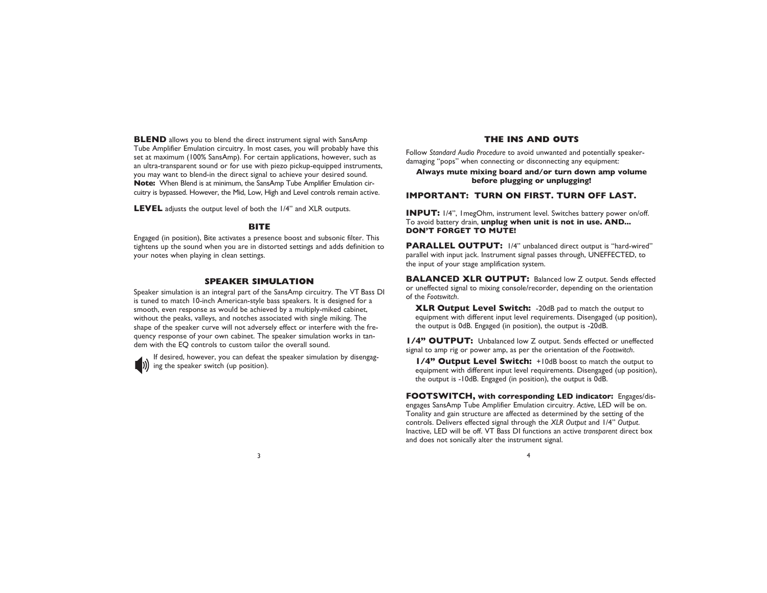**BLEND** allows you to blend the direct instrument signal with SansAmp Tube Amplifier Emulation circuitry. In most cases, you will probably have this set at maximum (100% SansAmp). For certain applications, however, such as an ultra-transparent sound or for use with piezo pickup-equipped instruments, you may want to blend-in the direct signal to achieve your desired sound. **Note:** When Blend is at minimum, the SansAmp Tube Amplifier Emulation circuitry is bypassed. However, the Mid, Low, High and Level controls remain active.

**LEVEL** adjusts the output level of both the 1/4" and XLR outputs.

### BITE

Engaged (in position), Bite activates a presence boost and subsonic filter. This tightens up the sound when you are in distorted settings and adds definition to your notes when playing in clean settings.

### SPEAKER SIMULATION

Speaker simulation is an integral part of the SansAmp circuitry. The VT Bass DI is tuned to match 10-inch American-style bass speakers. It is designed for a smooth, even response as would be achieved by a multiply-miked cabinet, without the peaks, valleys, and notches associated with single miking. The shape of the speaker curve will not adversely effect or interfere with the frequency response of your own cabinet. The speaker simulation works in tandem with the EQ controls to custom tailor the overall sound.

If desired, however, you can defeat the speaker simulation by disengaging the speaker switch (up position).

### THE INS AND OUTS

Follow *Standard Audio Procedure* to avoid unwanted and potentially speaker-damaging "pops" when connecting or disconnecting any equipment:

**Always mute mixing board and/or turn down amp volume before plugging or unplugging!**

**IMPORTANT: TURN ON FIRST. TURN OFF LAST.**

**INPUT:** 1/4", 1megOhm, instrument level. Switches battery power on/off. To avoid battery drain, **unplug when unit is not in use. AND... DON'T FORGET TO MUTE!**

**PARALLEL OUTPUT:** 1/4" unbalanced direct output is "hard-wired" parallel with input jack. Instrument signal passes through, UNEFFECTED, to the input of your stage amplification system.

**BALANCED XLR OUTPUT:** Balanced low Z output. Sends effected or uneffected signal to mixing console/recorder, depending on the orientation of the *Footswitch*.

**XLR Output Level Switch:** -20dB pad to match the output to equipment with different input level requirements. Disengaged (up position), the output is 0dB. Engaged (in position), the output is -20dB.

**1/4" OUTPUT:** Unbalanced low Z output. Sends effected or uneffected signal to amp rig or power amp, as per the orientation of the *Footswitch*.

**1/4" Output Level Switch:** +10dB boost to match the output to equipment with different input level requirements. Disengaged (up position), the output is -10dB. Engaged (in position), the output is 0dB.

**FOOTSWITCH, with corresponding LED indicator:** Engages/disengages SansAmp Tube Amplifier Emulation circuitry. *Active*, LED will be on. Tonality and gain structure are affected as determined by the setting of the controls. Delivers effected signal through the *XLR Output* and 1/4" *Output*. Inactive, LED will be off. VT Bass DI functions an active *transparent* direct box and does not sonically alter the instrument signal.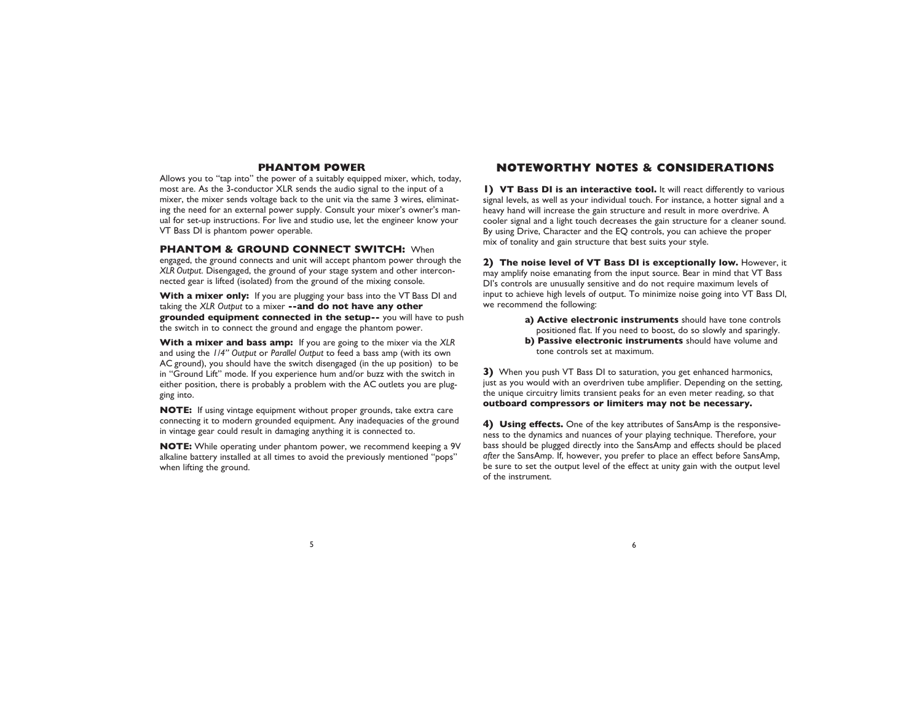## PHANTOM POWER

Allows you to "tap into" the power of a suitably equipped mixer, which, today, most are. As the 3-conductor XLR sends the audio signal to the input of a mixer, the mixer sends voltage back to the unit via the same 3 wires, eliminating the need for an external power supply. Consult your mixer's owner's manual for set-up instructions. For live and studio use, let the engineer know your VT Bass DI is phantom power operable.

**PHANTOM & GROUND CONNECT SWITCH:** When engaged, the ground connects and unit will accept phantom power through the *XLR Output*. Disengaged, the ground of your stage system and other interconnected gear is lifted (isolated) from the ground of the mixing console.

**With a mixer only:** If you are plugging your bass into the VT Bass DI and taking the *XLR Output* to a mixer **--and do not have any other grounded equipment connected in the setup--** you will have to push the switch in to connect the ground and engage the phantom power.

**With a mixer and bass amp:** If you are going to the mixer via the *XLR* and using the *1/4" Output* or *Parallel Output* to feed a bass amp (with its own AC ground), you should have the switch disengaged (in the up position) to be in "Ground Lift" mode. If you experience hum and/or buzz with the switch in either position, there is probably a problem with the AC outlets you are plugging into.

**NOTE:** If using vintage equipment without proper grounds, take extra care connecting it to modern grounded equipment. Any inadequacies of the ground in vintage gear could result in damaging anything it is connected to.

**NOTE:** While operating under phantom power, we recommend keeping a 9V alkaline battery installed at all times to avoid the previously mentioned "pops" when lifting the ground.

## NOTEWORTHY NOTES & CONSIDERATIONS

**1) VT Bass DI is an interactive tool.** It will react differently to various signal levels, as well as your individual touch. For instance, a hotter signal and a heavy hand will increase the gain structure and result in more overdrive. A cooler signal and a light touch decreases the gain structure for a cleaner sound. By using Drive, Character and the EQ controls, you can achieve the proper mix of tonality and gain structure that best suits your style.

**2) The noise level of VT Bass DI is exceptionally low.** However, it may amplify noise emanating from the input source. Bear in mind that VT Bass DI's controls are unusually sensitive and do not require maximum levels of input to achieve high levels of output. To minimize noise going into VT Bass DI, we recommend the following:

- **a) Active electronic instruments** should have tone controls positioned flat. If you need to boost, do so slowly and sparingly.
- **b) Passive electronic instruments** should have volume and tone controls set at maximum.

**3)** When you push VT Bass DI to saturation, you get enhanced harmonics, just as you would with an overdriven tube amplifier. Depending on the setting, the unique circuitry limits transient peaks for an even meter reading, so that **outboard compressors or limiters may not be necessary.**

**4) Using effects.** One of the key attributes of SansAmp is the responsiveness to the dynamics and nuances of your playing technique. Therefore, your bass should be plugged directly into the SansAmp and effects should be placed *after* the SansAmp. If, however, you prefer to place an effect before SansAmp, be sure to set the output level of the effect at unity gain with the output level of the instrument.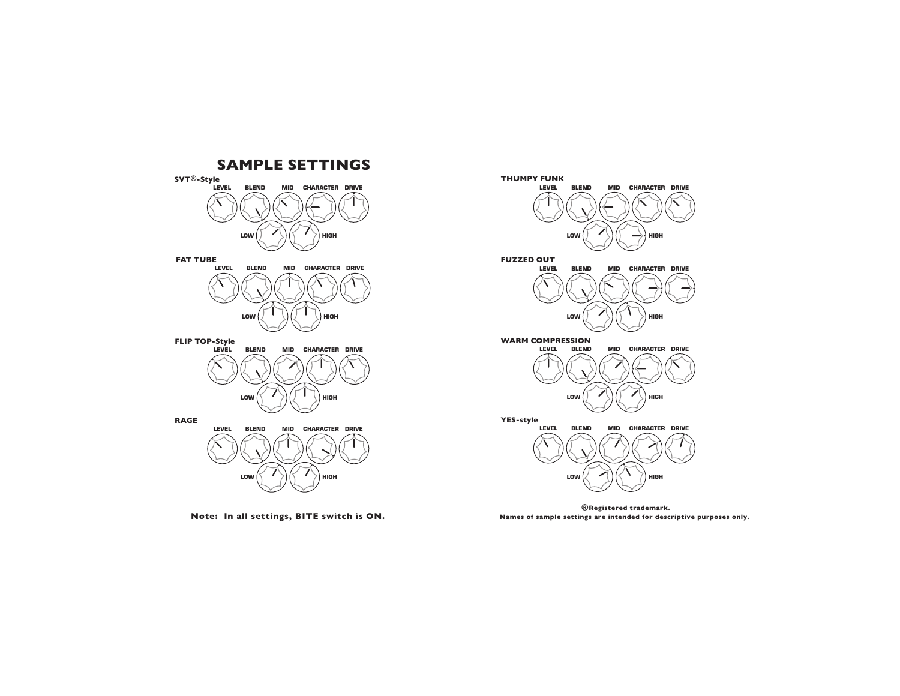# SAMPLE SETTINGS

**SVT®-Style**

LEVEL BLEND MID CHARACTER DRIVE

LOW HIGH

**FAT TUBE**

LEVEL BLEND MID CHARACTER DRIVE

LOW HIGH

**FLIP TOP-Style**

LEVEL BLEND MID CHARACTER DRIVE

LOW HIGH

**RAGE**

LEVEL BLEND MID CHARACTER DRIVE

LOW HIGH

**Note: In all settings, BITE switch is ON.**

**THUMPY FUNK**

LEVEL BLEND MID CHARACTER DRIVE

LOW HIGH

**FUZZED OUT**

LEVEL BLEND MID CHARACTER DRIVE

LOW HIGH

**WARM COMPRESSION**

LEVEL BLEND MID CHARACTER DRIVE

LOW HIGH

**YES-style**

LEVEL BLEND MID CHARACTER DRIVE

LOW HIGH

**®Registered trademark.**

**Names of sample settings are intended for descriptive purposes only.**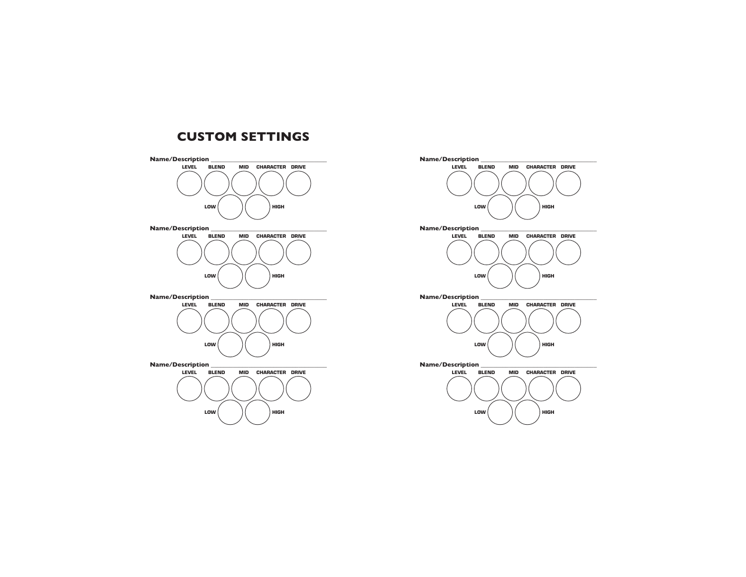# CUSTOM SETTINGS

**Name/Description** ______________________________

LEVEL BLEND MID CHARACTER DRIVE

LOW HIGH

**Name/Description** ______________________________

LEVEL BLEND MID CHARACTER DRIVE

LOW HIGH

**Name/Description** ______________________________

LEVEL BLEND MID CHARACTER DRIVE

LOW HIGH

**Name/Description** ______________________________

LEVEL BLEND MID CHARACTER DRIVE

LOW HIGH

**Name/Description** ______________________________

LEVEL BLEND MID CHARACTER DRIVE

LOW HIGH

**Name/Description** ______________________________

LEVEL BLEND MID CHARACTER DRIVE

LOW HIGH

**Name/Description** ______________________________

LEVEL BLEND MID CHARACTER DRIVE

LOW HIGH

**Name/Description** ______________________________

LEVEL BLEND MID CHARACTER DRIVE

LOW HIGH